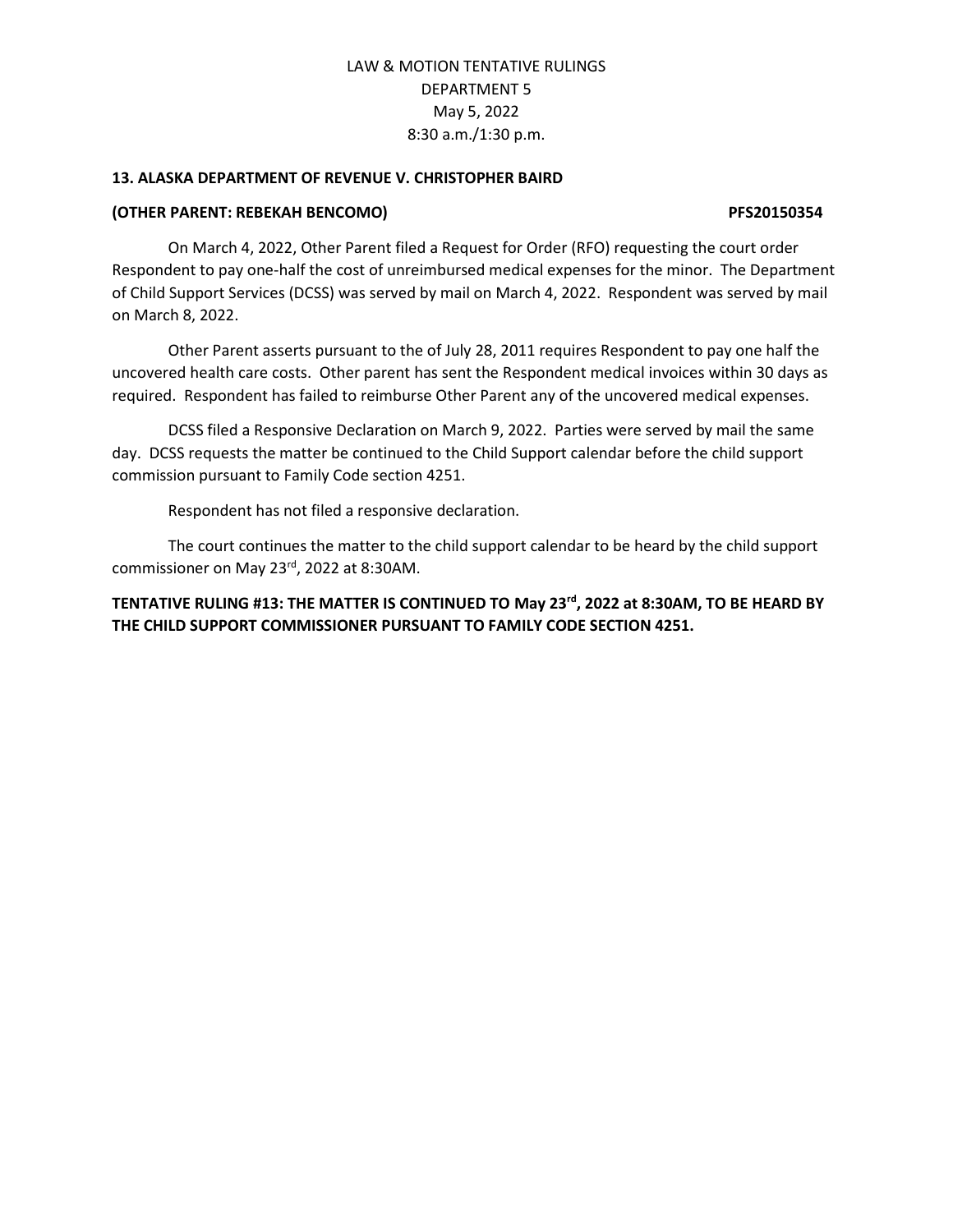LAW & MOTION TENTATIVE RULINGS
DEPARTMENT 5
May 5, 2022
8:30 a.m./1:30 p.m.

**13. ALASKA DEPARTMENT OF REVENUE V. CHRISTOPHER BAIRD**

**(OTHER PARENT: REBEKAH BENCOMO) PFS20150354**

On March 4, 2022, Other Parent filed a Request for Order (RFO) requesting the court order Respondent to pay one-half the cost of unreimbursed medical expenses for the minor. The Department of Child Support Services (DCSS) was served by mail on March 4, 2022. Respondent was served by mail on March 8, 2022.

Other Parent asserts pursuant to the of July 28, 2011 requires Respondent to pay one half the uncovered health care costs. Other parent has sent the Respondent medical invoices within 30 days as required. Respondent has failed to reimburse Other Parent any of the uncovered medical expenses.

DCSS filed a Responsive Declaration on March 9, 2022. Parties were served by mail the same day. DCSS requests the matter be continued to the Child Support calendar before the child support commission pursuant to Family Code section 4251.

Respondent has not filed a responsive declaration.

The court continues the matter to the child support calendar to be heard by the child support commissioner on May 23rd, 2022 at 8:30AM.

**TENTATIVE RULING #13: THE MATTER IS CONTINUED TO May 23rd, 2022 at 8:30AM, TO BE HEARD BY THE CHILD SUPPORT COMMISSIONER PURSUANT TO FAMILY CODE SECTION 4251.**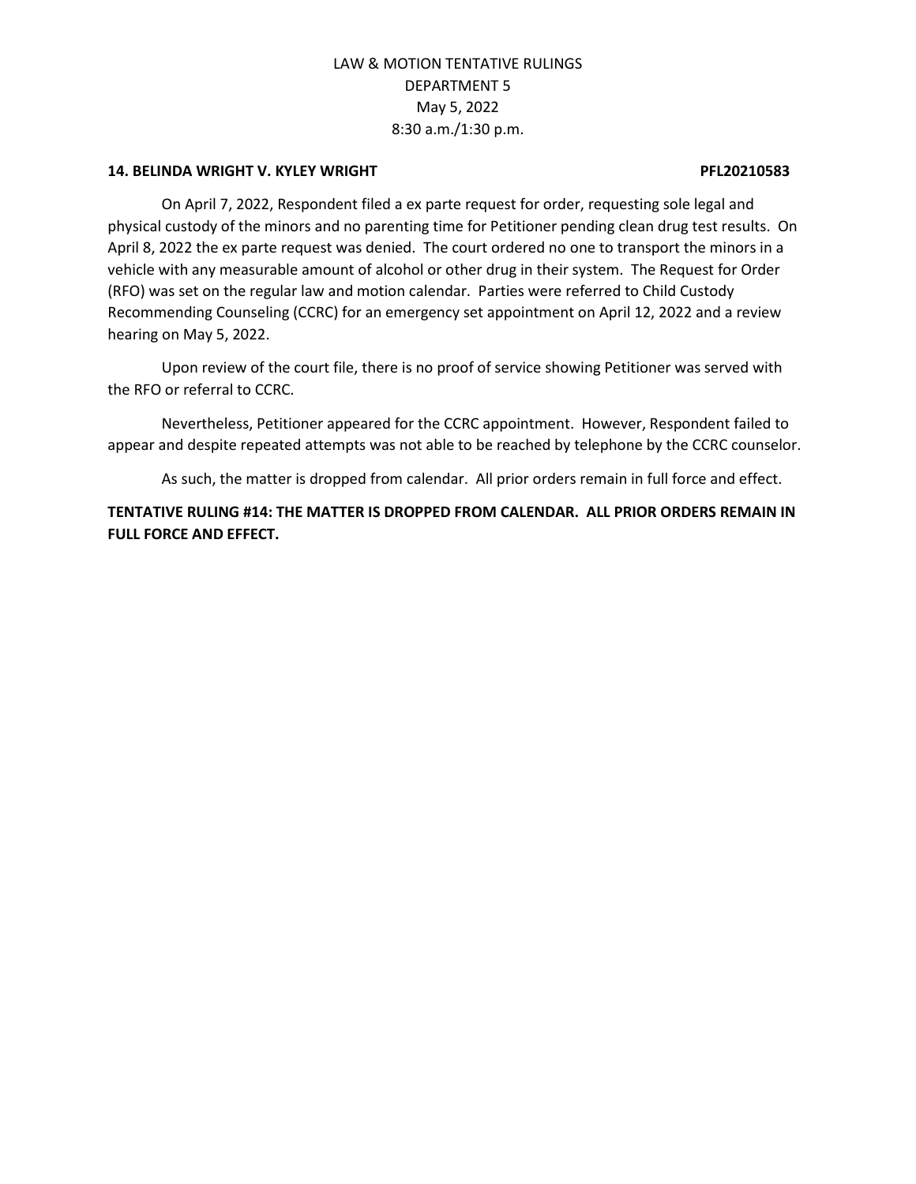LAW & MOTION TENTATIVE RULINGS
DEPARTMENT 5
May 5, 2022
8:30 a.m./1:30 p.m.

**14. BELINDA WRIGHT V. KYLEY WRIGHT PFL20210583**

On April 7, 2022, Respondent filed a ex parte request for order, requesting sole legal and physical custody of the minors and no parenting time for Petitioner pending clean drug test results. On April 8, 2022 the ex parte request was denied. The court ordered no one to transport the minors in a vehicle with any measurable amount of alcohol or other drug in their system. The Request for Order (RFO) was set on the regular law and motion calendar. Parties were referred to Child Custody Recommending Counseling (CCRC) for an emergency set appointment on April 12, 2022 and a review hearing on May 5, 2022.

Upon review of the court file, there is no proof of service showing Petitioner was served with the RFO or referral to CCRC.

Nevertheless, Petitioner appeared for the CCRC appointment. However, Respondent failed to appear and despite repeated attempts was not able to be reached by telephone by the CCRC counselor.

As such, the matter is dropped from calendar. All prior orders remain in full force and effect.

**TENTATIVE RULING #14: THE MATTER IS DROPPED FROM CALENDAR. ALL PRIOR ORDERS REMAIN IN FULL FORCE AND EFFECT.**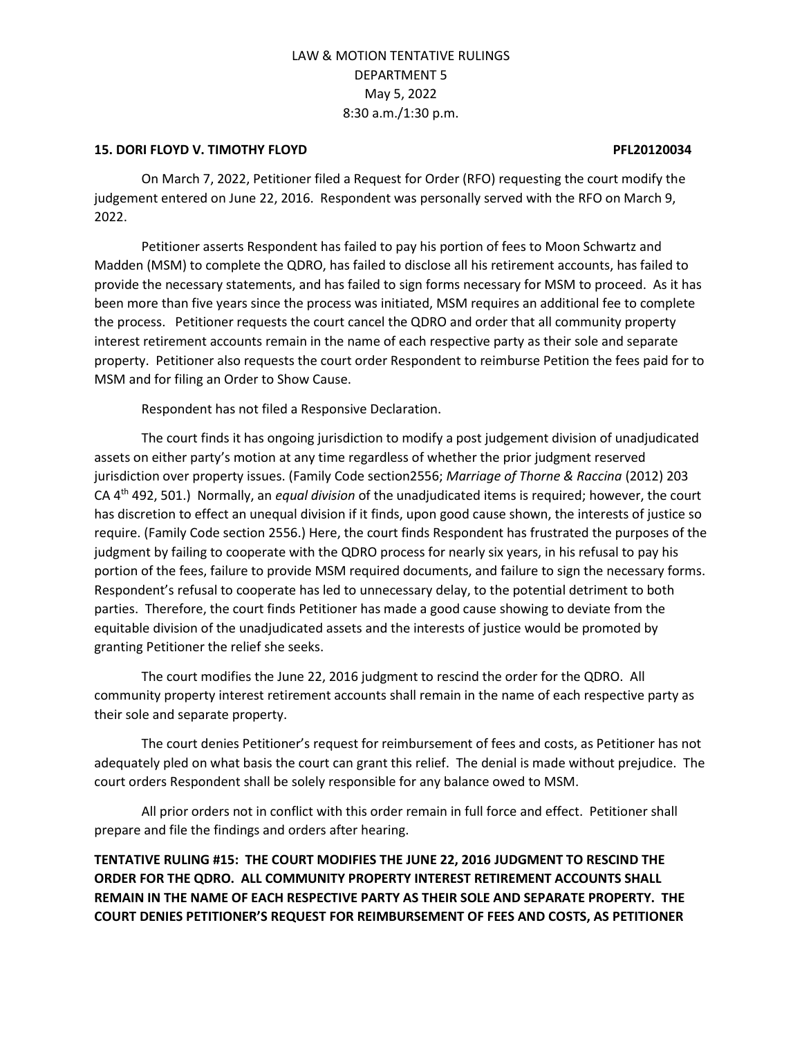**15. DORI FLOYD V. TIMOTHY FLOYD PFL20120034**

On March 7, 2022, Petitioner filed a Request for Order (RFO) requesting the court modify the judgement entered on June 22, 2016. Respondent was personally served with the RFO on March 9, 2022.

Petitioner asserts Respondent has failed to pay his portion of fees to Moon Schwartz and Madden (MSM) to complete the QDRO, has failed to disclose all his retirement accounts, has failed to provide the necessary statements, and has failed to sign forms necessary for MSM to proceed. As it has been more than five years since the process was initiated, MSM requires an additional fee to complete the process. Petitioner requests the court cancel the QDRO and order that all community property interest retirement accounts remain in the name of each respective party as their sole and separate property. Petitioner also requests the court order Respondent to reimburse Petition the fees paid for to MSM and for filing an Order to Show Cause.

Respondent has not filed a Responsive Declaration.

The court finds it has ongoing jurisdiction to modify a post judgement division of unadjudicated assets on either party's motion at any time regardless of whether the prior judgment reserved jurisdiction over property issues. (Family Code section2556; *Marriage of Thorne & Raccina* (2012) 203 CA 4th 492, 501.) Normally, an *equal division* of the unadjudicated items is required; however, the court has discretion to effect an unequal division if it finds, upon good cause shown, the interests of justice so require. (Family Code section 2556.) Here, the court finds Respondent has frustrated the purposes of the judgment by failing to cooperate with the QDRO process for nearly six years, in his refusal to pay his portion of the fees, failure to provide MSM required documents, and failure to sign the necessary forms. Respondent's refusal to cooperate has led to unnecessary delay, to the potential detriment to both parties. Therefore, the court finds Petitioner has made a good cause showing to deviate from the equitable division of the unadjudicated assets and the interests of justice would be promoted by granting Petitioner the relief she seeks.

The court modifies the June 22, 2016 judgment to rescind the order for the QDRO. All community property interest retirement accounts shall remain in the name of each respective party as their sole and separate property.

The court denies Petitioner's request for reimbursement of fees and costs, as Petitioner has not adequately pled on what basis the court can grant this relief. The denial is made without prejudice. The court orders Respondent shall be solely responsible for any balance owed to MSM.

All prior orders not in conflict with this order remain in full force and effect. Petitioner shall prepare and file the findings and orders after hearing.

**TENTATIVE RULING #15: THE COURT MODIFIES THE JUNE 22, 2016 JUDGMENT TO RESCIND THE ORDER FOR THE QDRO. ALL COMMUNITY PROPERTY INTEREST RETIREMENT ACCOUNTS SHALL REMAIN IN THE NAME OF EACH RESPECTIVE PARTY AS THEIR SOLE AND SEPARATE PROPERTY. THE COURT DENIES PETITIONER'S REQUEST FOR REIMBURSEMENT OF FEES AND COSTS, AS PETITIONER**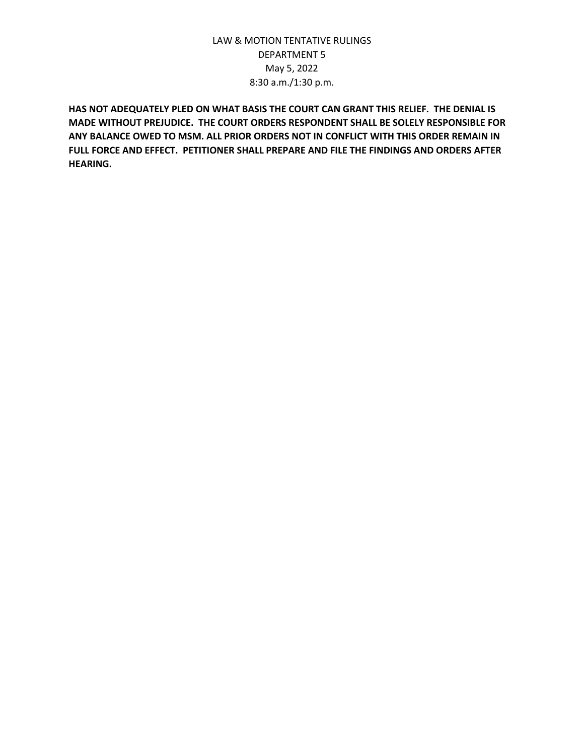**HAS NOT ADEQUATELY PLED ON WHAT BASIS THE COURT CAN GRANT THIS RELIEF. THE DENIAL IS MADE WITHOUT PREJUDICE. THE COURT ORDERS RESPONDENT SHALL BE SOLELY RESPONSIBLE FOR ANY BALANCE OWED TO MSM. ALL PRIOR ORDERS NOT IN CONFLICT WITH THIS ORDER REMAIN IN FULL FORCE AND EFFECT. PETITIONER SHALL PREPARE AND FILE THE FINDINGS AND ORDERS AFTER HEARING.**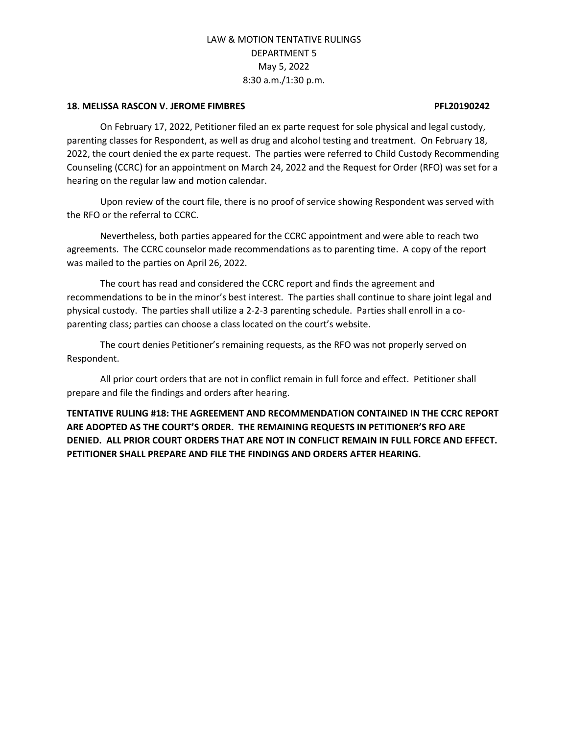**18. MELISSA RASCON V. JEROME FIMBRES PFL20190242**

On February 17, 2022, Petitioner filed an ex parte request for sole physical and legal custody, parenting classes for Respondent, as well as drug and alcohol testing and treatment. On February 18, 2022, the court denied the ex parte request. The parties were referred to Child Custody Recommending Counseling (CCRC) for an appointment on March 24, 2022 and the Request for Order (RFO) was set for a hearing on the regular law and motion calendar.

Upon review of the court file, there is no proof of service showing Respondent was served with the RFO or the referral to CCRC.

Nevertheless, both parties appeared for the CCRC appointment and were able to reach two agreements. The CCRC counselor made recommendations as to parenting time. A copy of the report was mailed to the parties on April 26, 2022.

The court has read and considered the CCRC report and finds the agreement and recommendations to be in the minor's best interest. The parties shall continue to share joint legal and physical custody. The parties shall utilize a 2-2-3 parenting schedule. Parties shall enroll in a co-parenting class; parties can choose a class located on the court's website.

The court denies Petitioner's remaining requests, as the RFO was not properly served on Respondent.

All prior court orders that are not in conflict remain in full force and effect. Petitioner shall prepare and file the findings and orders after hearing.

**TENTATIVE RULING #18: THE AGREEMENT AND RECOMMENDATION CONTAINED IN THE CCRC REPORT ARE ADOPTED AS THE COURT'S ORDER. THE REMAINING REQUESTS IN PETITIONER'S RFO ARE DENIED. ALL PRIOR COURT ORDERS THAT ARE NOT IN CONFLICT REMAIN IN FULL FORCE AND EFFECT. PETITIONER SHALL PREPARE AND FILE THE FINDINGS AND ORDERS AFTER HEARING.**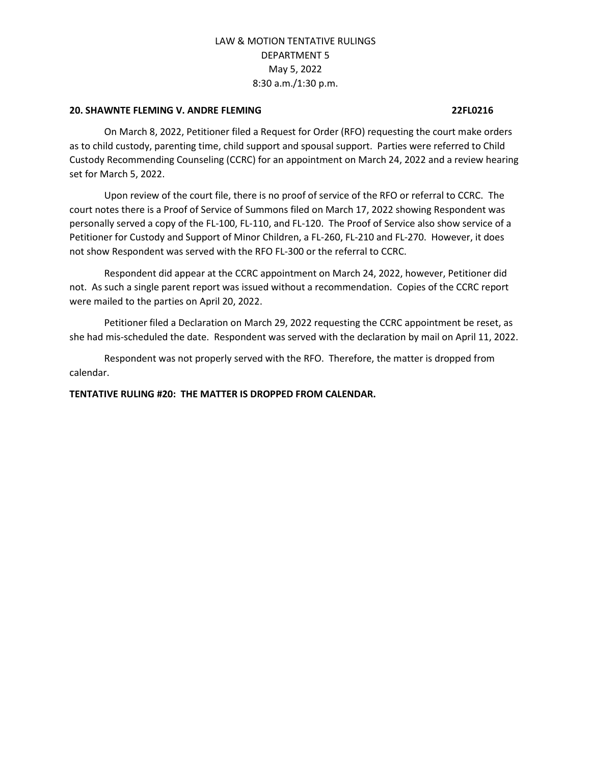LAW & MOTION TENTATIVE RULINGS
DEPARTMENT 5
May 5, 2022
8:30 a.m./1:30 p.m.

**20. SHAWNTE FLEMING V. ANDRE FLEMING 22FL0216**

On March 8, 2022, Petitioner filed a Request for Order (RFO) requesting the court make orders as to child custody, parenting time, child support and spousal support. Parties were referred to Child Custody Recommending Counseling (CCRC) for an appointment on March 24, 2022 and a review hearing set for March 5, 2022.

Upon review of the court file, there is no proof of service of the RFO or referral to CCRC. The court notes there is a Proof of Service of Summons filed on March 17, 2022 showing Respondent was personally served a copy of the FL-100, FL-110, and FL-120. The Proof of Service also show service of a Petitioner for Custody and Support of Minor Children, a FL-260, FL-210 and FL-270. However, it does not show Respondent was served with the RFO FL-300 or the referral to CCRC.

Respondent did appear at the CCRC appointment on March 24, 2022, however, Petitioner did not. As such a single parent report was issued without a recommendation. Copies of the CCRC report were mailed to the parties on April 20, 2022.

Petitioner filed a Declaration on March 29, 2022 requesting the CCRC appointment be reset, as she had mis-scheduled the date. Respondent was served with the declaration by mail on April 11, 2022.

Respondent was not properly served with the RFO. Therefore, the matter is dropped from calendar.

**TENTATIVE RULING #20: THE MATTER IS DROPPED FROM CALENDAR.**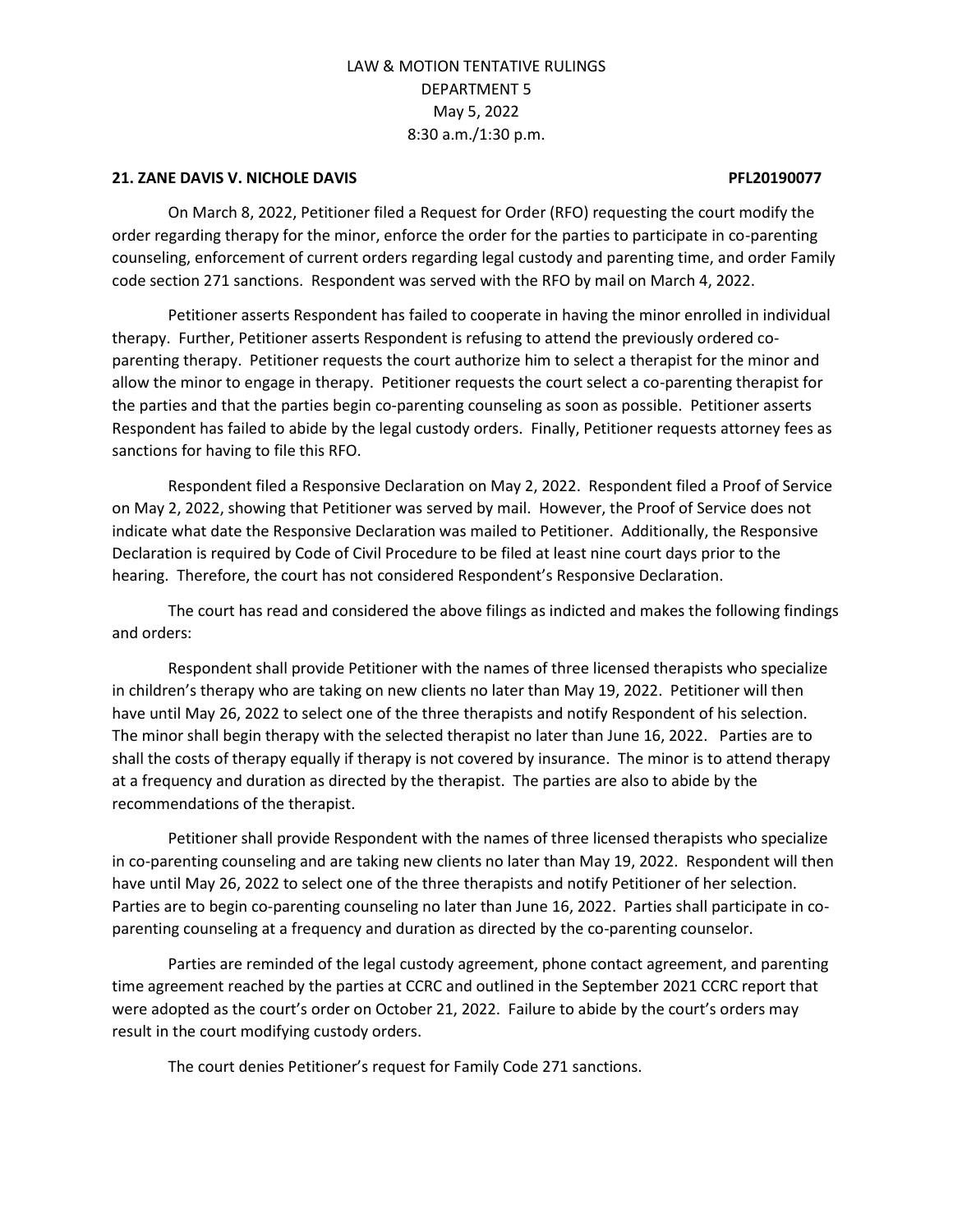LAW & MOTION TENTATIVE RULINGS
DEPARTMENT 5
May 5, 2022
8:30 a.m./1:30 p.m.

**21. ZANE DAVIS V. NICHOLE DAVIS PFL20190077**

On March 8, 2022, Petitioner filed a Request for Order (RFO) requesting the court modify the order regarding therapy for the minor, enforce the order for the parties to participate in co-parenting counseling, enforcement of current orders regarding legal custody and parenting time, and order Family code section 271 sanctions. Respondent was served with the RFO by mail on March 4, 2022.

Petitioner asserts Respondent has failed to cooperate in having the minor enrolled in individual therapy. Further, Petitioner asserts Respondent is refusing to attend the previously ordered co-parenting therapy. Petitioner requests the court authorize him to select a therapist for the minor and allow the minor to engage in therapy. Petitioner requests the court select a co-parenting therapist for the parties and that the parties begin co-parenting counseling as soon as possible. Petitioner asserts Respondent has failed to abide by the legal custody orders. Finally, Petitioner requests attorney fees as sanctions for having to file this RFO.

Respondent filed a Responsive Declaration on May 2, 2022. Respondent filed a Proof of Service on May 2, 2022, showing that Petitioner was served by mail. However, the Proof of Service does not indicate what date the Responsive Declaration was mailed to Petitioner. Additionally, the Responsive Declaration is required by Code of Civil Procedure to be filed at least nine court days prior to the hearing. Therefore, the court has not considered Respondent's Responsive Declaration.

The court has read and considered the above filings as indicted and makes the following findings and orders:

Respondent shall provide Petitioner with the names of three licensed therapists who specialize in children's therapy who are taking on new clients no later than May 19, 2022. Petitioner will then have until May 26, 2022 to select one of the three therapists and notify Respondent of his selection. The minor shall begin therapy with the selected therapist no later than June 16, 2022. Parties are to shall the costs of therapy equally if therapy is not covered by insurance. The minor is to attend therapy at a frequency and duration as directed by the therapist. The parties are also to abide by the recommendations of the therapist.

Petitioner shall provide Respondent with the names of three licensed therapists who specialize in co-parenting counseling and are taking new clients no later than May 19, 2022. Respondent will then have until May 26, 2022 to select one of the three therapists and notify Petitioner of her selection. Parties are to begin co-parenting counseling no later than June 16, 2022. Parties shall participate in co-parenting counseling at a frequency and duration as directed by the co-parenting counselor.

Parties are reminded of the legal custody agreement, phone contact agreement, and parenting time agreement reached by the parties at CCRC and outlined in the September 2021 CCRC report that were adopted as the court's order on October 21, 2022. Failure to abide by the court's orders may result in the court modifying custody orders.

The court denies Petitioner's request for Family Code 271 sanctions.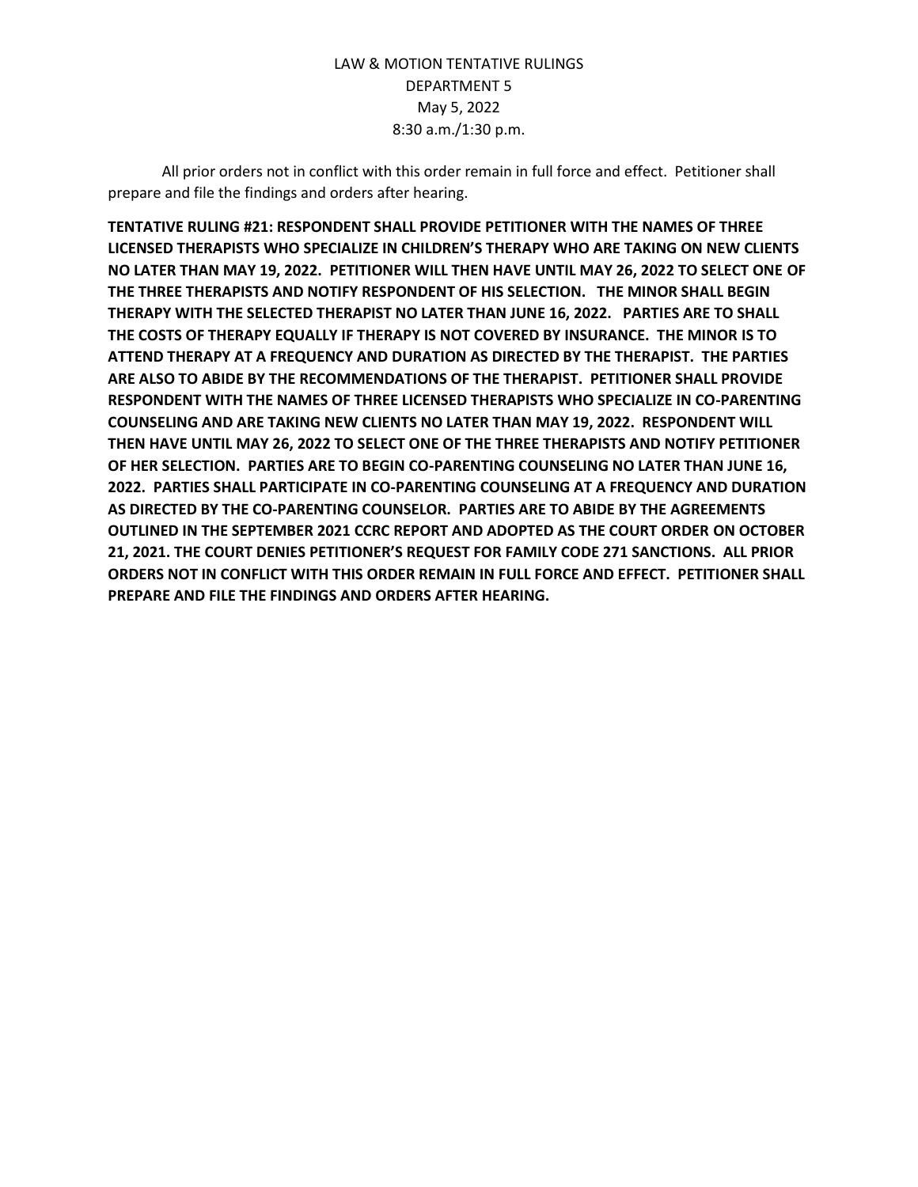LAW & MOTION TENTATIVE RULINGS
DEPARTMENT 5
May 5, 2022
8:30 a.m./1:30 p.m.

All prior orders not in conflict with this order remain in full force and effect. Petitioner shall prepare and file the findings and orders after hearing.

**TENTATIVE RULING #21: RESPONDENT SHALL PROVIDE PETITIONER WITH THE NAMES OF THREE LICENSED THERAPISTS WHO SPECIALIZE IN CHILDREN'S THERAPY WHO ARE TAKING ON NEW CLIENTS NO LATER THAN MAY 19, 2022. PETITIONER WILL THEN HAVE UNTIL MAY 26, 2022 TO SELECT ONE OF THE THREE THERAPISTS AND NOTIFY RESPONDENT OF HIS SELECTION. THE MINOR SHALL BEGIN THERAPY WITH THE SELECTED THERAPIST NO LATER THAN JUNE 16, 2022. PARTIES ARE TO SHALL THE COSTS OF THERAPY EQUALLY IF THERAPY IS NOT COVERED BY INSURANCE. THE MINOR IS TO ATTEND THERAPY AT A FREQUENCY AND DURATION AS DIRECTED BY THE THERAPIST. THE PARTIES ARE ALSO TO ABIDE BY THE RECOMMENDATIONS OF THE THERAPIST. PETITIONER SHALL PROVIDE RESPONDENT WITH THE NAMES OF THREE LICENSED THERAPISTS WHO SPECIALIZE IN CO-PARENTING COUNSELING AND ARE TAKING NEW CLIENTS NO LATER THAN MAY 19, 2022. RESPONDENT WILL THEN HAVE UNTIL MAY 26, 2022 TO SELECT ONE OF THE THREE THERAPISTS AND NOTIFY PETITIONER OF HER SELECTION. PARTIES ARE TO BEGIN CO-PARENTING COUNSELING NO LATER THAN JUNE 16, 2022. PARTIES SHALL PARTICIPATE IN CO-PARENTING COUNSELING AT A FREQUENCY AND DURATION AS DIRECTED BY THE CO-PARENTING COUNSELOR. PARTIES ARE TO ABIDE BY THE AGREEMENTS OUTLINED IN THE SEPTEMBER 2021 CCRC REPORT AND ADOPTED AS THE COURT ORDER ON OCTOBER 21, 2021. THE COURT DENIES PETITIONER'S REQUEST FOR FAMILY CODE 271 SANCTIONS. ALL PRIOR ORDERS NOT IN CONFLICT WITH THIS ORDER REMAIN IN FULL FORCE AND EFFECT. PETITIONER SHALL PREPARE AND FILE THE FINDINGS AND ORDERS AFTER HEARING.**